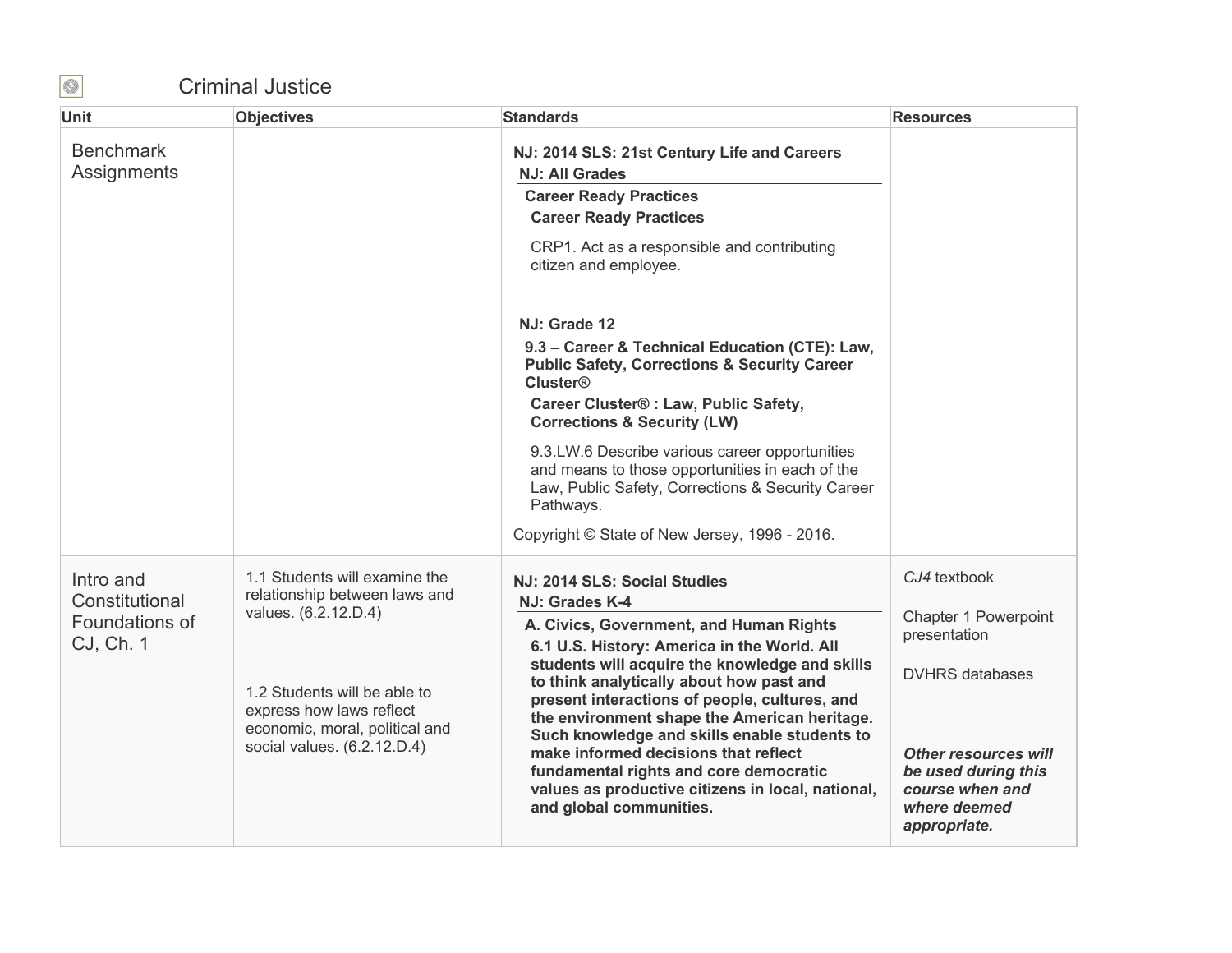# Criminal Justice

| Unit | Objectives | Standards | Resources |
|---|---|---|---|
| Benchmark Assignments | | **NJ: 2014 SLS: 21st Century Life and Careers**<br>**NJ: All Grades**<br>**Career Ready Practices**<br>**Career Ready Practices**<br>CRP1. Act as a responsible and contributing citizen and employee.<br><br>**NJ: Grade 12**<br>**9.3 – Career & Technical Education (CTE): Law, Public Safety, Corrections & Security Career Cluster®**<br>**Career Cluster® : Law, Public Safety, Corrections & Security (LW)**<br>9.3.LW.6 Describe various career opportunities and means to those opportunities in each of the Law, Public Safety, Corrections & Security Career Pathways.<br><br>Copyright © State of New Jersey, 1996 - 2016. | |
| Intro and Constitutional Foundations of CJ, Ch. 1 | 1.1 Students will examine the relationship between laws and values. (6.2.12.D.4)<br><br>1.2 Students will be able to express how laws reflect economic, moral, political and social values. (6.2.12.D.4) | **NJ: 2014 SLS: Social Studies**<br>**NJ: Grades K-4**<br>**A. Civics, Government, and Human Rights**<br>**6.1 U.S. History: America in the World. All students will acquire the knowledge and skills to think analytically about how past and present interactions of people, cultures, and the environment shape the American heritage. Such knowledge and skills enable students to make informed decisions that reflect fundamental rights and core democratic values as productive citizens in local, national, and global communities.** | *CJ4* textbook<br><br>Chapter 1 Powerpoint presentation<br><br>DVHRS databases<br><br>***Other resources will be used during this course when and where deemed appropriate.*** |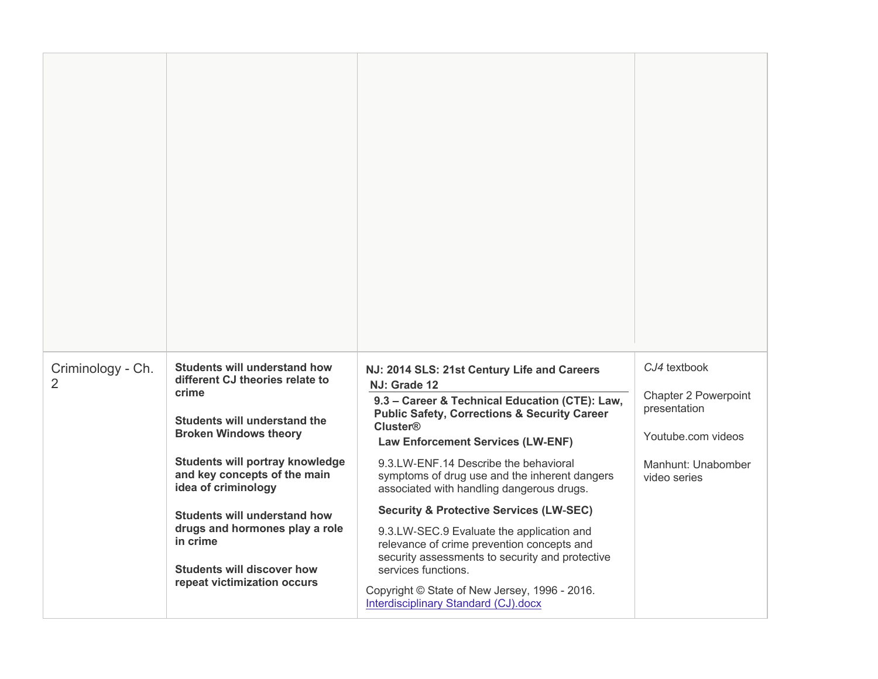| | | | |
|---|---|---|---|
| | | | |
| Criminology - Ch. 2 | **Students will understand how different CJ theories relate to crime**<br><br>**Students will understand the Broken Windows theory**<br><br>**Students will portray knowledge and key concepts of the main idea of criminology**<br><br>**Students will understand how drugs and hormones play a role in crime**<br><br>**Students will discover how repeat victimization occurs** | **NJ: 2014 SLS: 21st Century Life and Careers**<br>**NJ: Grade 12**<br>**9.3 – Career & Technical Education (CTE): Law, Public Safety, Corrections & Security Career Cluster®**<br>**Law Enforcement Services (LW-ENF)**<br>9.3.LW-ENF.14 Describe the behavioral symptoms of drug use and the inherent dangers associated with handling dangerous drugs.<br>**Security & Protective Services (LW-SEC)**<br>9.3.LW-SEC.9 Evaluate the application and relevance of crime prevention concepts and security assessments to security and protective services functions.<br><br>Copyright © State of New Jersey, 1996 - 2016.<br>Interdisciplinary Standard (CJ).docx | *CJ4* textbook<br><br>Chapter 2 Powerpoint presentation<br><br>Youtube.com videos<br><br>Manhunt: Unabomber video series |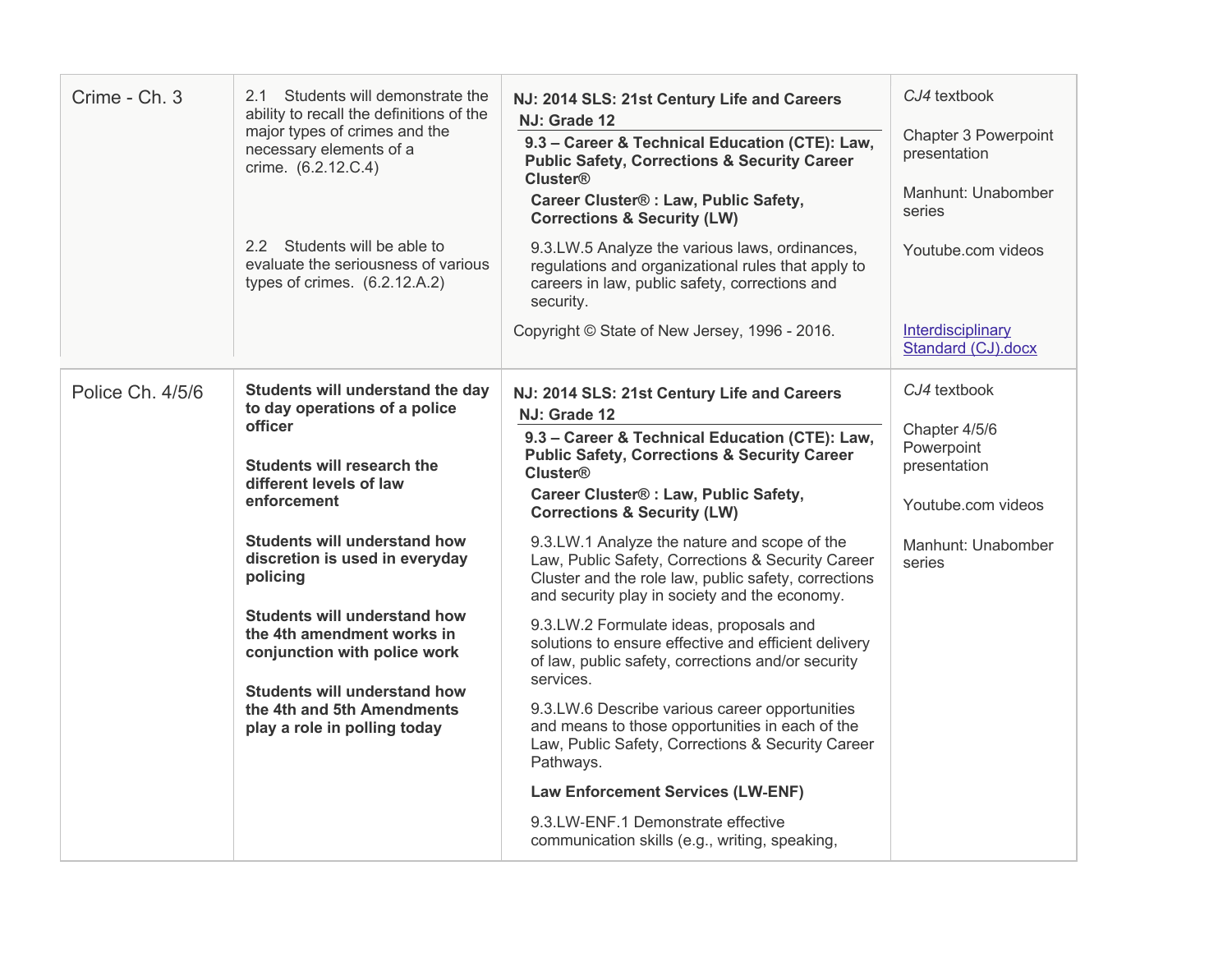| | | | |
|---|---|---|---|
| Crime - Ch. 3 | 2.1 Students will demonstrate the ability to recall the definitions of the major types of crimes and the necessary elements of a crime. (6.2.12.C.4)<br><br>2.2 Students will be able to evaluate the seriousness of various types of crimes. (6.2.12.A.2) | **NJ: 2014 SLS: 21st Century Life and Careers**<br>**NJ: Grade 12**<br>**9.3 – Career & Technical Education (CTE): Law, Public Safety, Corrections & Security Career Cluster®**<br>**Career Cluster® : Law, Public Safety, Corrections & Security (LW)**<br>9.3.LW.5 Analyze the various laws, ordinances, regulations and organizational rules that apply to careers in law, public safety, corrections and security.<br>Copyright © State of New Jersey, 1996 - 2016. | *CJ4* textbook<br><br>Chapter 3 Powerpoint presentation<br><br>Manhunt: Unabomber series<br><br>Youtube.com videos<br><br>Interdisciplinary Standard (CJ).docx |
| Police Ch. 4/5/6 | **Students will understand the day to day operations of a police officer**<br><br>**Students will research the different levels of law enforcement**<br><br>**Students will understand how discretion is used in everyday policing**<br><br>**Students will understand how the 4th amendment works in conjunction with police work**<br><br>**Students will understand how the 4th and 5th Amendments play a role in polling today** | **NJ: 2014 SLS: 21st Century Life and Careers**<br>**NJ: Grade 12**<br>**9.3 – Career & Technical Education (CTE): Law, Public Safety, Corrections & Security Career Cluster®**<br>**Career Cluster® : Law, Public Safety, Corrections & Security (LW)**<br>9.3.LW.1 Analyze the nature and scope of the Law, Public Safety, Corrections & Security Career Cluster and the role law, public safety, corrections and security play in society and the economy.<br>9.3.LW.2 Formulate ideas, proposals and solutions to ensure effective and efficient delivery of law, public safety, corrections and/or security services.<br>9.3.LW.6 Describe various career opportunities and means to those opportunities in each of the Law, Public Safety, Corrections & Security Career Pathways.<br>**Law Enforcement Services (LW-ENF)**<br>9.3.LW-ENF.1 Demonstrate effective communication skills (e.g., writing, speaking, | *CJ4* textbook<br><br>Chapter 4/5/6 Powerpoint presentation<br><br>Youtube.com videos<br><br>Manhunt: Unabomber series |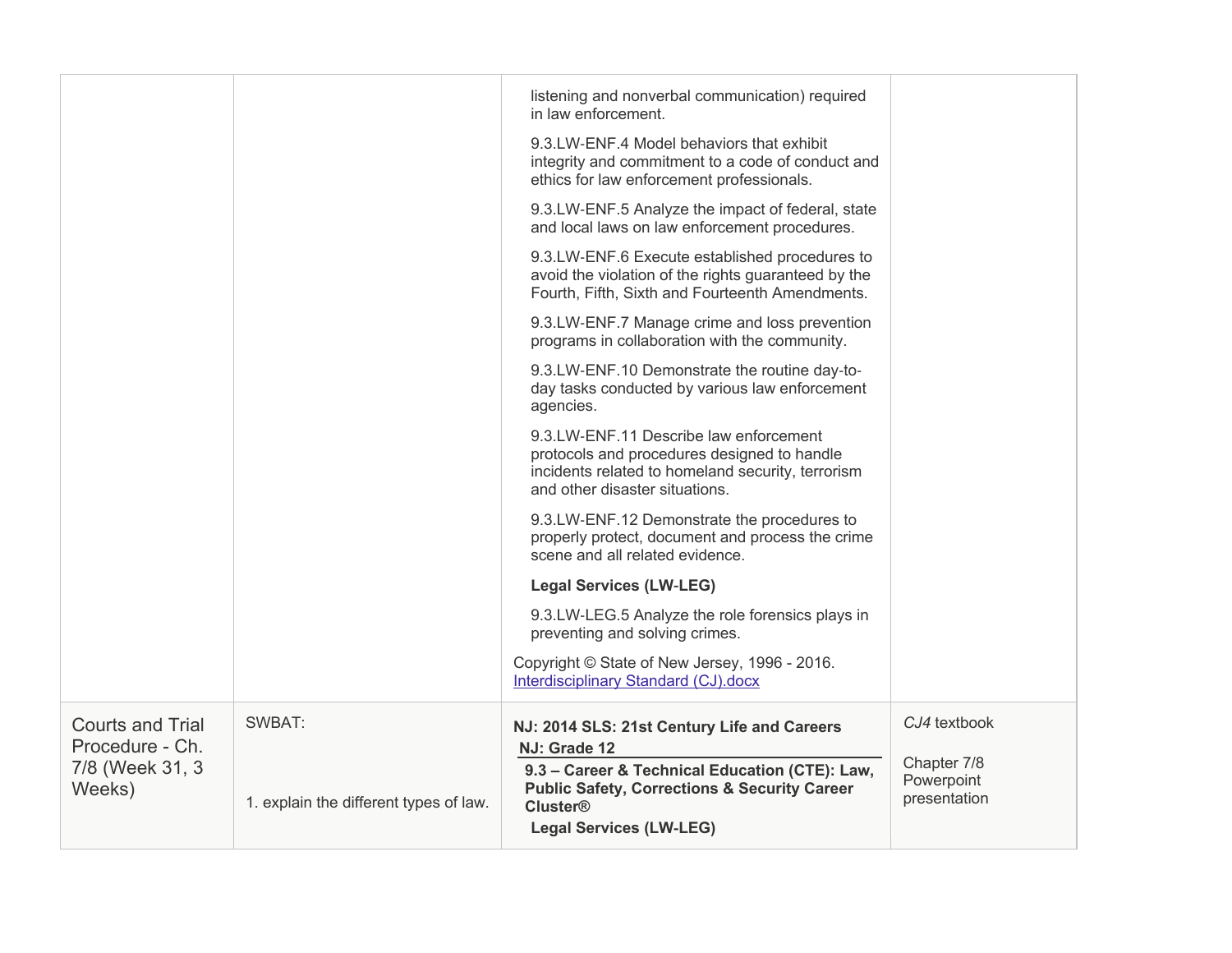| | | | |
|---|---|---|---|
| | | listening and nonverbal communication) required in law enforcement.<br><br>9.3.LW-ENF.4 Model behaviors that exhibit integrity and commitment to a code of conduct and ethics for law enforcement professionals.<br><br>9.3.LW-ENF.5 Analyze the impact of federal, state and local laws on law enforcement procedures.<br><br>9.3.LW-ENF.6 Execute established procedures to avoid the violation of the rights guaranteed by the Fourth, Fifth, Sixth and Fourteenth Amendments.<br><br>9.3.LW-ENF.7 Manage crime and loss prevention programs in collaboration with the community.<br><br>9.3.LW-ENF.10 Demonstrate the routine day-to-day tasks conducted by various law enforcement agencies.<br><br>9.3.LW-ENF.11 Describe law enforcement protocols and procedures designed to handle incidents related to homeland security, terrorism and other disaster situations.<br><br>9.3.LW-ENF.12 Demonstrate the procedures to properly protect, document and process the crime scene and all related evidence.<br><br>**Legal Services (LW-LEG)**<br><br>9.3.LW-LEG.5 Analyze the role forensics plays in preventing and solving crimes.<br><br>Copyright © State of New Jersey, 1996 - 2016.<br>Interdisciplinary Standard (CJ).docx | |
| Courts and Trial Procedure - Ch. 7/8 (Week 31, 3 Weeks) | SWBAT:<br><br>1. explain the different types of law. | **NJ: 2014 SLS: 21st Century Life and Careers**<br>**NJ: Grade 12**<br>**9.3 – Career & Technical Education (CTE): Law, Public Safety, Corrections & Security Career Cluster®**<br>**Legal Services (LW-LEG)** | *CJ4* textbook<br><br>Chapter 7/8 Powerpoint presentation |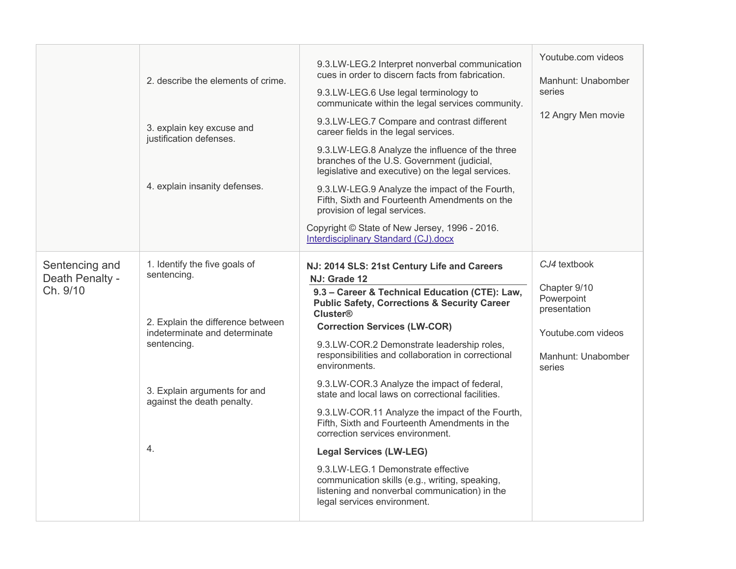| | | | |
|---|---|---|---|
| | 2. describe the elements of crime.<br><br>3. explain key excuse and justification defenses.<br><br>4. explain insanity defenses. | 9.3.LW-LEG.2 Interpret nonverbal communication cues in order to discern facts from fabrication.<br><br>9.3.LW-LEG.6 Use legal terminology to communicate within the legal services community.<br><br>9.3.LW-LEG.7 Compare and contrast different career fields in the legal services.<br><br>9.3.LW-LEG.8 Analyze the influence of the three branches of the U.S. Government (judicial, legislative and executive) on the legal services.<br><br>9.3.LW-LEG.9 Analyze the impact of the Fourth, Fifth, Sixth and Fourteenth Amendments on the provision of legal services.<br><br>Copyright © State of New Jersey, 1996 - 2016.<br>[Interdisciplinary Standard (CJ).docx]() | Youtube.com videos<br><br>Manhunt: Unabomber series<br><br>12 Angry Men movie |
| Sentencing and Death Penalty - Ch. 9/10 | 1. Identify the five goals of sentencing.<br><br>2. Explain the difference between indeterminate and determinate sentencing.<br><br>3. Explain arguments for and against the death penalty.<br><br>4. | **NJ: 2014 SLS: 21st Century Life and Careers**<br>**NJ: Grade 12**<br>**9.3 – Career & Technical Education (CTE): Law, Public Safety, Corrections & Security Career Cluster®**<br>**Correction Services (LW-COR)**<br><br>9.3.LW-COR.2 Demonstrate leadership roles, responsibilities and collaboration in correctional environments.<br><br>9.3.LW-COR.3 Analyze the impact of federal, state and local laws on correctional facilities.<br><br>9.3.LW-COR.11 Analyze the impact of the Fourth, Fifth, Sixth and Fourteenth Amendments in the correction services environment.<br><br>**Legal Services (LW-LEG)**<br><br>9.3.LW-LEG.1 Demonstrate effective communication skills (e.g., writing, speaking, listening and nonverbal communication) in the legal services environment. | *CJ4* textbook<br><br>Chapter 9/10 Powerpoint presentation<br><br>Youtube.com videos<br><br>Manhunt: Unabomber series |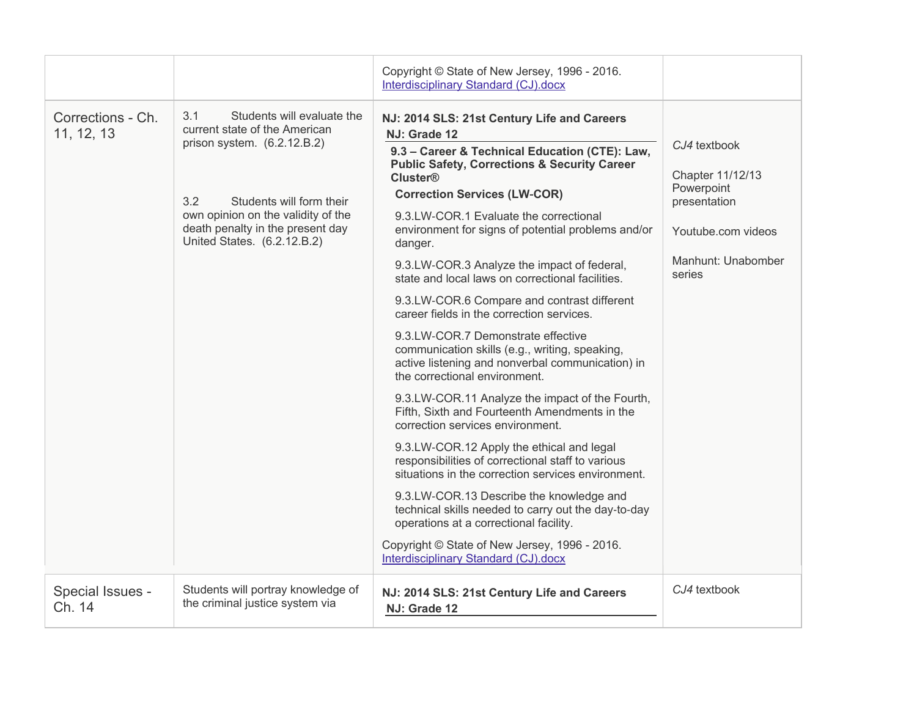| | | | |
|---|---|---|---|
| | | Copyright © State of New Jersey, 1996 - 2016. [Interdisciplinary Standard (CJ).docx]() | |
| Corrections - Ch. 11, 12, 13 | 3.1 Students will evaluate the current state of the American prison system. (6.2.12.B.2)<br><br>3.2 Students will form their own opinion on the validity of the death penalty in the present day United States. (6.2.12.B.2) | **NJ: 2014 SLS: 21st Century Life and Careers**<br>**NJ: Grade 12**<br>**9.3 – Career & Technical Education (CTE): Law, Public Safety, Corrections & Security Career Cluster®**<br>**Correction Services (LW-COR)**<br>9.3.LW-COR.1 Evaluate the correctional environment for signs of potential problems and/or danger.<br>9.3.LW-COR.3 Analyze the impact of federal, state and local laws on correctional facilities.<br>9.3.LW-COR.6 Compare and contrast different career fields in the correction services.<br>9.3.LW-COR.7 Demonstrate effective communication skills (e.g., writing, speaking, active listening and nonverbal communication) in the correctional environment.<br>9.3.LW-COR.11 Analyze the impact of the Fourth, Fifth, Sixth and Fourteenth Amendments in the correction services environment.<br>9.3.LW-COR.12 Apply the ethical and legal responsibilities of correctional staff to various situations in the correction services environment.<br>9.3.LW-COR.13 Describe the knowledge and technical skills needed to carry out the day-to-day operations at a correctional facility.<br>Copyright © State of New Jersey, 1996 - 2016. [Interdisciplinary Standard (CJ).docx]() | *CJ4* textbook<br><br>Chapter 11/12/13 Powerpoint presentation<br><br>Youtube.com videos<br><br>Manhunt: Unabomber series |
| Special Issues - Ch. 14 | Students will portray knowledge of the criminal justice system via | **NJ: 2014 SLS: 21st Century Life and Careers**<br>**NJ: Grade 12** | *CJ4* textbook |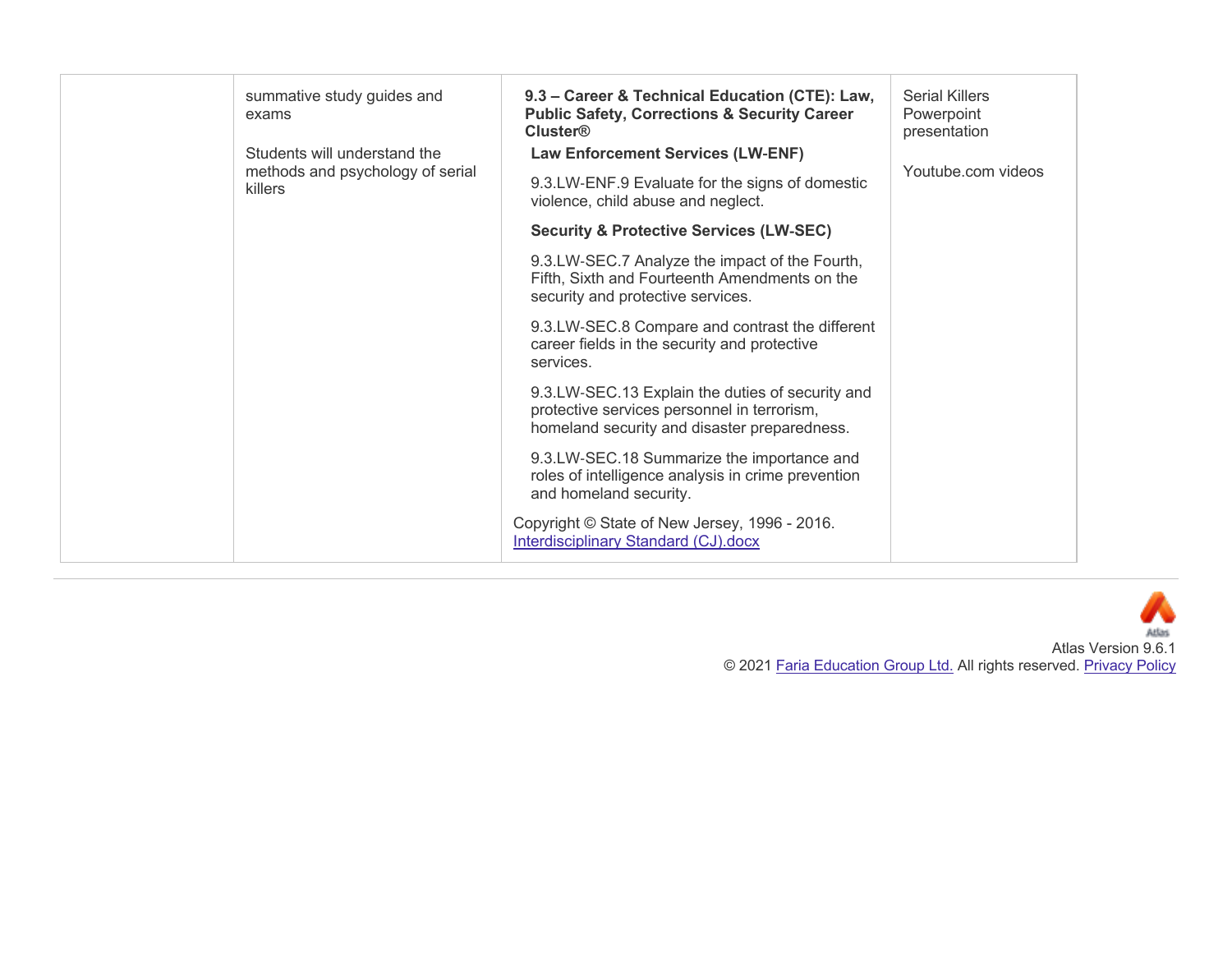| | | | |
|---|---|---|---|
| | summative study guides and exams<br><br>Students will understand the methods and psychology of serial killers | **9.3 – Career & Technical Education (CTE): Law, Public Safety, Corrections & Security Career Cluster®**<br>**Law Enforcement Services (LW-ENF)**<br>9.3.LW-ENF.9 Evaluate for the signs of domestic violence, child abuse and neglect.<br>**Security & Protective Services (LW-SEC)**<br>9.3.LW-SEC.7 Analyze the impact of the Fourth, Fifth, Sixth and Fourteenth Amendments on the security and protective services.<br>9.3.LW-SEC.8 Compare and contrast the different career fields in the security and protective services.<br>9.3.LW-SEC.13 Explain the duties of security and protective services personnel in terrorism, homeland security and disaster preparedness.<br>9.3.LW-SEC.18 Summarize the importance and roles of intelligence analysis in crime prevention and homeland security.<br>Copyright © State of New Jersey, 1996 - 2016.<br>Interdisciplinary Standard (CJ).docx | Serial Killers Powerpoint presentation<br><br>Youtube.com videos |

Atlas Version 9.6.1
© 2021 Faria Education Group Ltd. All rights reserved. Privacy Policy